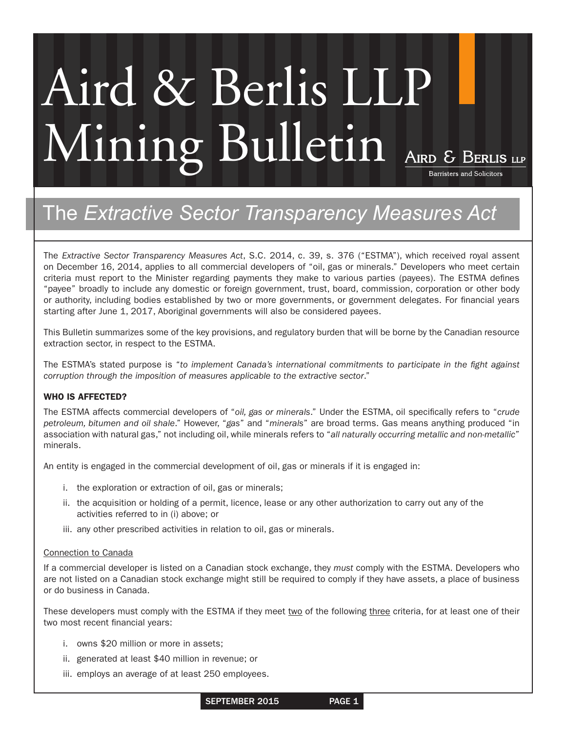# Aird & Berlis LLP Mining Bulletin

Aird & Berlis LLP
Barristers and Solicitors

## The *Extractive Sector Transparency Measures Act*

The *Extractive Sector Transparency Measures Act*, S.C. 2014, c. 39, s. 376 ("ESTMA"), which received royal assent on December 16, 2014, applies to all commercial developers of "oil, gas or minerals." Developers who meet certain criteria must report to the Minister regarding payments they make to various parties (payees). The ESTMA defines "payee" broadly to include any domestic or foreign government, trust, board, commission, corporation or other body or authority, including bodies established by two or more governments, or government delegates. For financial years starting after June 1, 2017, Aboriginal governments will also be considered payees.

This Bulletin summarizes some of the key provisions, and regulatory burden that will be borne by the Canadian resource extraction sector, in respect to the ESTMA.

The ESTMA's stated purpose is "*to implement Canada's international commitments to participate in the fight against corruption through the imposition of measures applicable to the extractive sector*."

### WHO IS AFFECTED?

The ESTMA affects commercial developers of "*oil, gas or minerals*." Under the ESTMA, oil specifically refers to "*crude petroleum, bitumen and oil shale*." However, "*gas*" and "*minerals*" are broad terms. Gas means anything produced "in association with natural gas," not including oil, while minerals refers to "*all naturally occurring metallic and non-metallic*" minerals.

An entity is engaged in the commercial development of oil, gas or minerals if it is engaged in:

i. the exploration or extraction of oil, gas or minerals;
ii. the acquisition or holding of a permit, licence, lease or any other authorization to carry out any of the activities referred to in (i) above; or
iii. any other prescribed activities in relation to oil, gas or minerals.

<u>Connection to Canada</u>

If a commercial developer is listed on a Canadian stock exchange, they *must* comply with the ESTMA. Developers who are not listed on a Canadian stock exchange might still be required to comply if they have assets, a place of business or do business in Canada.

These developers must comply with the ESTMA if they meet <u>two</u> of the following <u>three</u> criteria, for at least one of their two most recent financial years:

i. owns $20 million or more in assets;
ii. generated at least $40 million in revenue; or
iii. employs an average of at least 250 employees.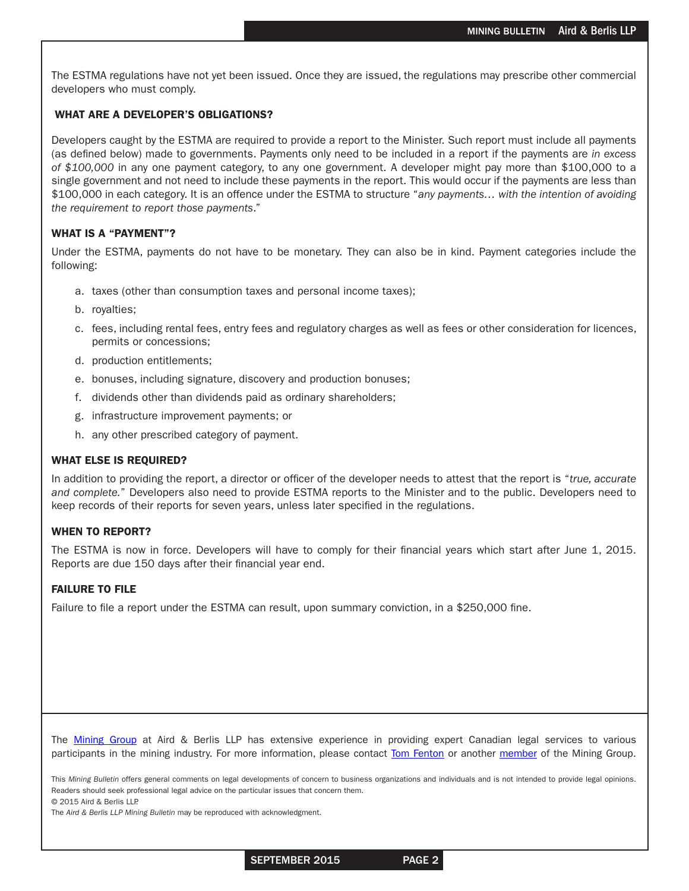The ESTMA regulations have not yet been issued. Once they are issued, the regulations may prescribe other commercial developers who must comply.

### WHAT ARE A DEVELOPER'S OBLIGATIONS?

Developers caught by the ESTMA are required to provide a report to the Minister. Such report must include all payments (as defined below) made to governments. Payments only need to be included in a report if the payments are *in excess of $100,000* in any one payment category, to any one government. A developer might pay more than $100,000 to a single government and not need to include these payments in the report. This would occur if the payments are less than $100,000 in each category. It is an offence under the ESTMA to structure "*any payments… with the intention of avoiding the requirement to report those payments*."

### WHAT IS A "PAYMENT"?

Under the ESTMA, payments do not have to be monetary. They can also be in kind. Payment categories include the following:

a. taxes (other than consumption taxes and personal income taxes);
b. royalties;
c. fees, including rental fees, entry fees and regulatory charges as well as fees or other consideration for licences, permits or concessions;
d. production entitlements;
e. bonuses, including signature, discovery and production bonuses;
f. dividends other than dividends paid as ordinary shareholders;
g. infrastructure improvement payments; or
h. any other prescribed category of payment.

### WHAT ELSE IS REQUIRED?

In addition to providing the report, a director or officer of the developer needs to attest that the report is "*true, accurate and complete.*" Developers also need to provide ESTMA reports to the Minister and to the public. Developers need to keep records of their reports for seven years, unless later specified in the regulations.

### WHEN TO REPORT?

The ESTMA is now in force. Developers will have to comply for their financial years which start after June 1, 2015. Reports are due 150 days after their financial year end.

### FAILURE TO FILE

Failure to file a report under the ESTMA can result, upon summary conviction, in a $250,000 fine.

---

The Mining Group at Aird & Berlis LLP has extensive experience in providing expert Canadian legal services to various participants in the mining industry. For more information, please contact Tom Fenton or another member of the Mining Group.

This *Mining Bulletin* offers general comments on legal developments of concern to business organizations and individuals and is not intended to provide legal opinions. Readers should seek professional legal advice on the particular issues that concern them.

© 2015 Aird & Berlis LLP.

The *Aird & Berlis LLP Mining Bulletin* may be reproduced with acknowledgment.